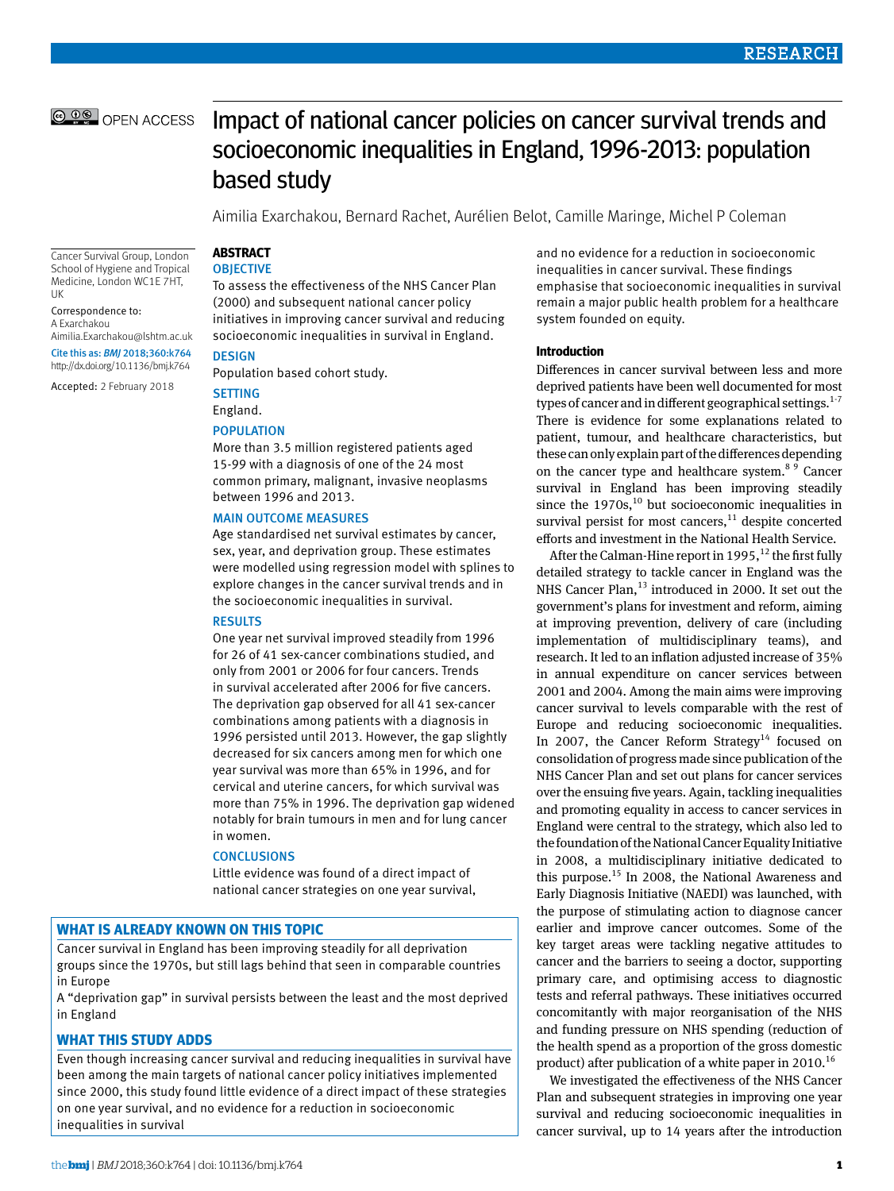# Impact of national cancer policies on cancer survival trends and socioeconomic inequalities in England, 1996-2013: population based study

Aimilia Exarchakou, Bernard Rachet, Aurélien Belot, Camille Maringe, Michel P Coleman

Cancer Survival Group, London School of Hygiene and Tropical Medicine, London WC1E 7HT, UK

Correspondence to: A Exarchakou Aimilia.Exarchakou@lshtm.ac.uk

Cite this as: *BMJ* 2018;360:k764 http://dx.doi.org/10.1136/bmj.k764

Accepted: 2 February 2018

## ABSTRACT

### OBJECTIVE

To assess the effectiveness of the NHS Cancer Plan (2000) and subsequent national cancer policy initiatives in improving cancer survival and reducing socioeconomic inequalities in survival in England.

### DESIGN

Population based cohort study.

### SETTING

England.

### POPULATION

More than 3.5 million registered patients aged 15-99 with a diagnosis of one of the 24 most common primary, malignant, invasive neoplasms between 1996 and 2013.

### MAIN OUTCOME MEASURES

Age standardised net survival estimates by cancer, sex, year, and deprivation group. These estimates were modelled using regression model with splines to explore changes in the cancer survival trends and in the socioeconomic inequalities in survival.

### RESULTS

One year net survival improved steadily from 1996 for 26 of 41 sex-cancer combinations studied, and only from 2001 or 2006 for four cancers. Trends in survival accelerated after 2006 for five cancers. The deprivation gap observed for all 41 sex-cancer combinations among patients with a diagnosis in 1996 persisted until 2013. However, the gap slightly decreased for six cancers among men for which one year survival was more than 65% in 1996, and for cervical and uterine cancers, for which survival was more than 75% in 1996. The deprivation gap widened notably for brain tumours in men and for lung cancer in women.

### CONCLUSIONS

Little evidence was found of a direct impact of national cancer strategies on one year survival, and no evidence for a reduction in socioeconomic inequalities in cancer survival. These findings emphasise that socioeconomic inequalities in survival remain a major public health problem for a healthcare system founded on equity.

### WHAT IS ALREADY KNOWN ON THIS TOPIC

Cancer survival in England has been improving steadily for all deprivation groups since the 1970s, but still lags behind that seen in comparable countries in Europe

A "deprivation gap" in survival persists between the least and the most deprived in England

### WHAT THIS STUDY ADDS

Even though increasing cancer survival and reducing inequalities in survival have been among the main targets of national cancer policy initiatives implemented since 2000, this study found little evidence of a direct impact of these strategies on one year survival, and no evidence for a reduction in socioeconomic inequalities in survival

## Introduction

Differences in cancer survival between less and more deprived patients have been well documented for most types of cancer and in different geographical settings.[1-7] There is evidence for some explanations related to patient, tumour, and healthcare characteristics, but these can only explain part of the differences depending on the cancer type and healthcare system.[8 9] Cancer survival in England has been improving steadily since the 1970s,[10] but socioeconomic inequalities in survival persist for most cancers,[11] despite concerted efforts and investment in the National Health Service.

After the Calman-Hine report in 1995,[12] the first fully detailed strategy to tackle cancer in England was the NHS Cancer Plan,[13] introduced in 2000. It set out the government's plans for investment and reform, aiming at improving prevention, delivery of care (including implementation of multidisciplinary teams), and research. It led to an inflation adjusted increase of 35% in annual expenditure on cancer services between 2001 and 2004. Among the main aims were improving cancer survival to levels comparable with the rest of Europe and reducing socioeconomic inequalities. In 2007, the Cancer Reform Strategy[14] focused on consolidation of progress made since publication of the NHS Cancer Plan and set out plans for cancer services over the ensuing five years. Again, tackling inequalities and promoting equality in access to cancer services in England were central to the strategy, which also led to the foundation of the National Cancer Equality Initiative in 2008, a multidisciplinary initiative dedicated to this purpose.[15] In 2008, the National Awareness and Early Diagnosis Initiative (NAEDI) was launched, with the purpose of stimulating action to diagnose cancer earlier and improve cancer outcomes. Some of the key target areas were tackling negative attitudes to cancer and the barriers to seeing a doctor, supporting primary care, and optimising access to diagnostic tests and referral pathways. These initiatives occurred concomitantly with major reorganisation of the NHS and funding pressure on NHS spending (reduction of the health spend as a proportion of the gross domestic product) after publication of a white paper in 2010.[16]

We investigated the effectiveness of the NHS Cancer Plan and subsequent strategies in improving one year survival and reducing socioeconomic inequalities in cancer survival, up to 14 years after the introduction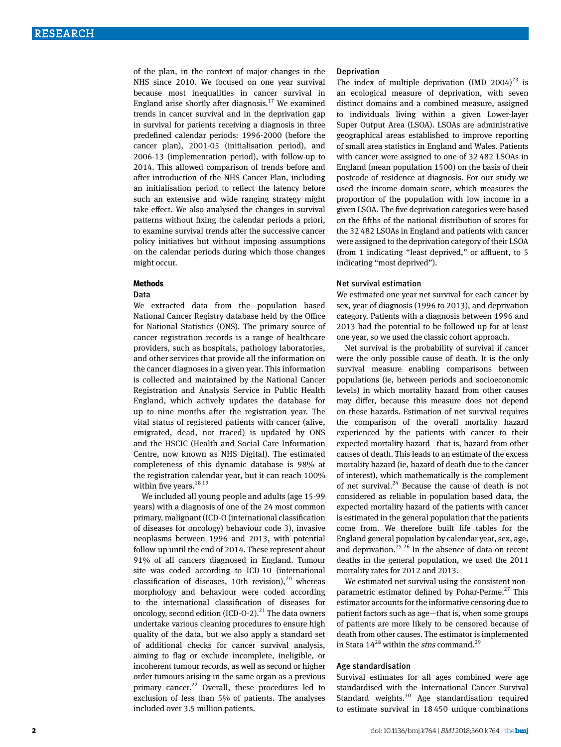of the plan, in the context of major changes in the NHS since 2010. We focused on one year survival because most inequalities in cancer survival in England arise shortly after diagnosis.[17] We examined trends in cancer survival and in the deprivation gap in survival for patients receiving a diagnosis in three predefined calendar periods: 1996-2000 (before the cancer plan), 2001-05 (initialisation period), and 2006-13 (implementation period), with follow-up to 2014. This allowed comparison of trends before and after introduction of the NHS Cancer Plan, including an initialisation period to reflect the latency before such an extensive and wide ranging strategy might take effect. We also analysed the changes in survival patterns without fixing the calendar periods a priori, to examine survival trends after the successive cancer policy initiatives but without imposing assumptions on the calendar periods during which those changes might occur.

## Methods

### Data

We extracted data from the population based National Cancer Registry database held by the Office for National Statistics (ONS). The primary source of cancer registration records is a range of healthcare providers, such as hospitals, pathology laboratories, and other services that provide all the information on the cancer diagnoses in a given year. This information is collected and maintained by the National Cancer Registration and Analysis Service in Public Health England, which actively updates the database for up to nine months after the registration year. The vital status of registered patients with cancer (alive, emigrated, dead, not traced) is updated by ONS and the HSCIC (Health and Social Care Information Centre, now known as NHS Digital). The estimated completeness of this dynamic database is 98% at the registration calendar year, but it can reach 100% within five years.[18 19]

We included all young people and adults (age 15-99 years) with a diagnosis of one of the 24 most common primary, malignant (ICD-O (international classification of diseases for oncology) behaviour code 3), invasive neoplasms between 1996 and 2013, with potential follow-up until the end of 2014. These represent about 91% of all cancers diagnosed in England. Tumour site was coded according to ICD-10 (international classification of diseases, 10th revision),[20] whereas morphology and behaviour were coded according to the international classification of diseases for oncology, second edition (ICD-O-2).[21] The data owners undertake various cleaning procedures to ensure high quality of the data, but we also apply a standard set of additional checks for cancer survival analysis, aiming to flag or exclude incomplete, ineligible, or incoherent tumour records, as well as second or higher order tumours arising in the same organ as a previous primary cancer.[22] Overall, these procedures led to exclusion of less than 5% of patients. The analyses included over 3.5 million patients.

### Deprivation

The index of multiple deprivation (IMD 2004)[23] is an ecological measure of deprivation, with seven distinct domains and a combined measure, assigned to individuals living within a given Lower-layer Super Output Area (LSOA). LSOAs are administrative geographical areas established to improve reporting of small area statistics in England and Wales. Patients with cancer were assigned to one of 32 482 LSOAs in England (mean population 1500) on the basis of their postcode of residence at diagnosis. For our study we used the income domain score, which measures the proportion of the population with low income in a given LSOA. The five deprivation categories were based on the fifths of the national distribution of scores for the 32 482 LSOAs in England and patients with cancer were assigned to the deprivation category of their LSOA (from 1 indicating "least deprived," or affluent, to 5 indicating "most deprived").

### Net survival estimation

We estimated one year net survival for each cancer by sex, year of diagnosis (1996 to 2013), and deprivation category. Patients with a diagnosis between 1996 and 2013 had the potential to be followed up for at least one year, so we used the classic cohort approach.

Net survival is the probability of survival if cancer were the only possible cause of death. It is the only survival measure enabling comparisons between populations (ie, between periods and socioeconomic levels) in which mortality hazard from other causes may differ, because this measure does not depend on these hazards. Estimation of net survival requires the comparison of the overall mortality hazard experienced by the patients with cancer to their expected mortality hazard—that is, hazard from other causes of death. This leads to an estimate of the excess mortality hazard (ie, hazard of death due to the cancer of interest), which mathematically is the complement of net survival.[24] Because the cause of death is not considered as reliable in population based data, the expected mortality hazard of the patients with cancer is estimated in the general population that the patients come from. We therefore built life tables for the England general population by calendar year, sex, age, and deprivation.[25 26] In the absence of data on recent deaths in the general population, we used the 2011 mortality rates for 2012 and 2013.

We estimated net survival using the consistent non-parametric estimator defined by Pohar-Perme.[27] This estimator accounts for the informative censoring due to patient factors such as age—that is, when some groups of patients are more likely to be censored because of death from other causes. The estimator is implemented in Stata 14[28] within the *stns* command.[29]

### Age standardisation

Survival estimates for all ages combined were age standardised with the International Cancer Survival Standard weights.[30] Age standardisation required to estimate survival in 18 450 unique combinations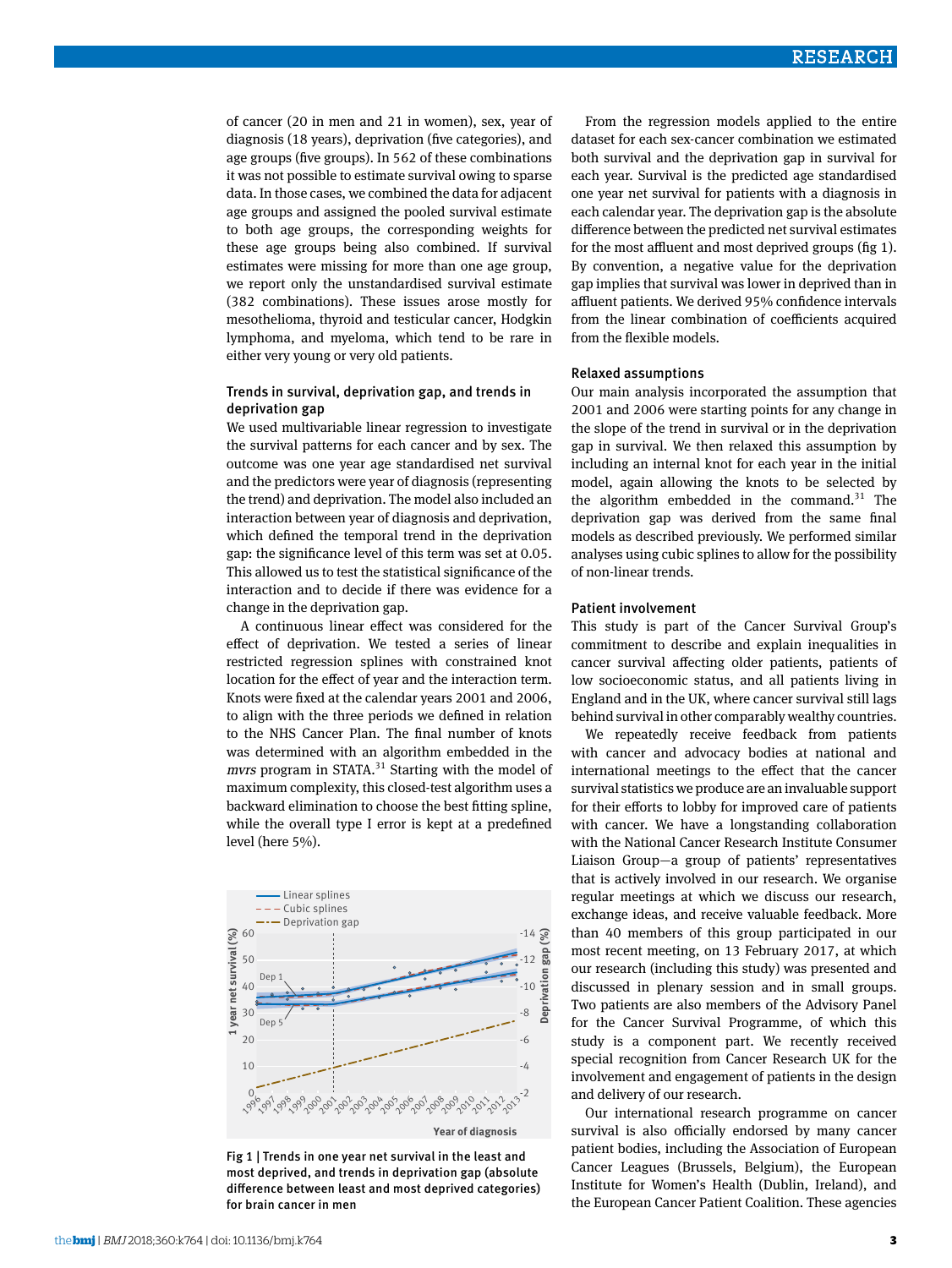of cancer (20 in men and 21 in women), sex, year of diagnosis (18 years), deprivation (five categories), and age groups (five groups). In 562 of these combinations it was not possible to estimate survival owing to sparse data. In those cases, we combined the data for adjacent age groups and assigned the pooled survival estimate to both age groups, the corresponding weights for these age groups being also combined. If survival estimates were missing for more than one age group, we report only the unstandardised survival estimate (382 combinations). These issues arose mostly for mesothelioma, thyroid and testicular cancer, Hodgkin lymphoma, and myeloma, which tend to be rare in either very young or very old patients.

### Trends in survival, deprivation gap, and trends in deprivation gap

We used multivariable linear regression to investigate the survival patterns for each cancer and by sex. The outcome was one year age standardised net survival and the predictors were year of diagnosis (representing the trend) and deprivation. The model also included an interaction between year of diagnosis and deprivation, which defined the temporal trend in the deprivation gap: the significance level of this term was set at 0.05. This allowed us to test the statistical significance of the interaction and to decide if there was evidence for a change in the deprivation gap.

A continuous linear effect was considered for the effect of deprivation. We tested a series of linear restricted regression splines with constrained knot location for the effect of year and the interaction term. Knots were fixed at the calendar years 2001 and 2006, to align with the three periods we defined in relation to the NHS Cancer Plan. The final number of knots was determined with an algorithm embedded in the *mvrs* program in STATA.[31] Starting with the model of maximum complexity, this closed-test algorithm uses a backward elimination to choose the best fitting spline, while the overall type I error is kept at a predefined level (here 5%).

Fig 1 | Trends in one year net survival in the least and most deprived, and trends in deprivation gap (absolute difference between least and most deprived categories) for brain cancer in men

From the regression models applied to the entire dataset for each sex-cancer combination we estimated both survival and the deprivation gap in survival for each year. Survival is the predicted age standardised one year net survival for patients with a diagnosis in each calendar year. The deprivation gap is the absolute difference between the predicted net survival estimates for the most affluent and most deprived groups (fig 1). By convention, a negative value for the deprivation gap implies that survival was lower in deprived than in affluent patients. We derived 95% confidence intervals from the linear combination of coefficients acquired from the flexible models.

### Relaxed assumptions

Our main analysis incorporated the assumption that 2001 and 2006 were starting points for any change in the slope of the trend in survival or in the deprivation gap in survival. We then relaxed this assumption by including an internal knot for each year in the initial model, again allowing the knots to be selected by the algorithm embedded in the command.[31] The deprivation gap was derived from the same final models as described previously. We performed similar analyses using cubic splines to allow for the possibility of non-linear trends.

### Patient involvement

This study is part of the Cancer Survival Group's commitment to describe and explain inequalities in cancer survival affecting older patients, patients of low socioeconomic status, and all patients living in England and in the UK, where cancer survival still lags behind survival in other comparably wealthy countries.

We repeatedly receive feedback from patients with cancer and advocacy bodies at national and international meetings to the effect that the cancer survival statistics we produce are an invaluable support for their efforts to lobby for improved care of patients with cancer. We have a longstanding collaboration with the National Cancer Research Institute Consumer Liaison Group—a group of patients' representatives that is actively involved in our research. We organise regular meetings at which we discuss our research, exchange ideas, and receive valuable feedback. More than 40 members of this group participated in our most recent meeting, on 13 February 2017, at which our research (including this study) was presented and discussed in plenary session and in small groups. Two patients are also members of the Advisory Panel for the Cancer Survival Programme, of which this study is a component part. We recently received special recognition from Cancer Research UK for the involvement and engagement of patients in the design and delivery of our research.

Our international research programme on cancer survival is also officially endorsed by many cancer patient bodies, including the Association of European Cancer Leagues (Brussels, Belgium), the European Institute for Women's Health (Dublin, Ireland), and the European Cancer Patient Coalition. These agencies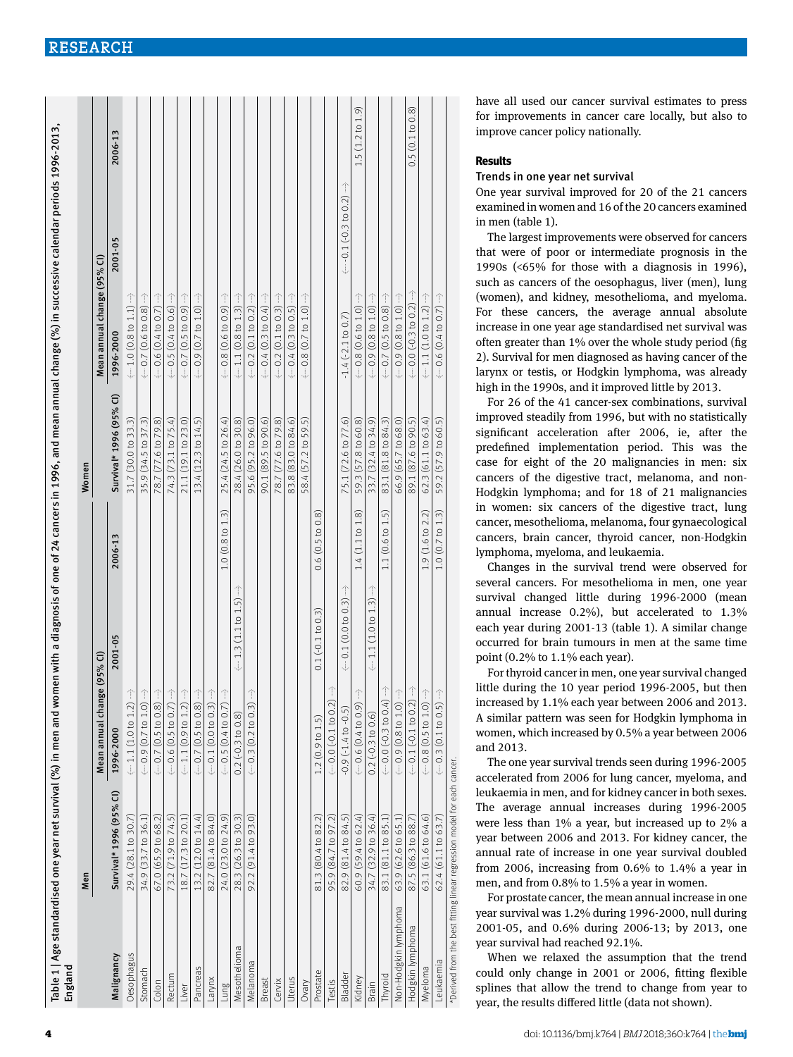**Table 1 | Age standardised one year net survival (%) in men and women with a diagnosis of one of 24 cancers in 1996, and mean annual change (%) in successive calendar periods 1996-2013, England**

| | Men | | | | Women | | | |
|---|---|---|---|---|---|---|---|---|
| | | Mean annual change (95% CI) | | | | Mean annual change (95% CI) | | |
| Malignancy | Survival* 1996 (95% CI) | 1996-2000 | 2001-05 | 2006-13 | Survival* 1996 (95% CI) | 1996-2000 | 2001-05 | 2006-13 |
| Oesophagus | 29.4 (28.1 to 30.7) | ← 1.1 (1.0 to 1.2) → | | | 31.7 (30.0 to 33.3) | ← 1.0 (0.8 to 1.1) → | | |
| Stomach | 34.9 (33.7 to 36.1) | ← 0.9 (0.7 to 1.0) → | | | 35.9 (34.5 to 37.3) | ← 0.7 (0.6 to 0.8) → | | |
| Colon | 67.0 (65.9 to 68.2) | ← 0.7 (0.5 to 0.8) → | | | 78.7 (77.6 to 79.8) | ← 0.6 (0.4 to 0.7) → | | |
| Rectum | 73.2 (71.9 to 74.5) | ← 0.6 (0.5 to 0.7) → | | | 74.3 (73.1 to 75.4) | ← 0.5 (0.4 to 0.6) → | | |
| Liver | 18.7 (17.3 to 20.1) | ← 1.1 (0.9 to 1.2) → | | | 21.1 (19.1 to 23.0) | ← 0.7 (0.5 to 0.9) → | | |
| Pancreas | 13.2 (12.0 to 14.4) | ← 0.7 (0.5 to 0.8) → | | | 13.4 (12.3 to 14.5) | ← 0.9 (0.7 to 1.0) → | | |
| Larynx | 82.7 (81.4 to 84.0) | ← 0.1 (0.0 to 0.3) → | | | | | | |
| Lung | 24.0 (23.0 to 24.9) | ← 0.5 (0.4 to 0.7) → | | 1.0 (0.8 to 1.3) | 25.4 (24.5 to 26.4) | ← 0.8 (0.6 to 0.9) → | | |
| Mesothelioma | 28.3 (26.3 to 30.3) | 0.2 (-0.3 to 0.8) | ← 1.3 (1.1 to 1.5) → | | 28.4 (26.0 to 30.8) | ← 1.1 (0.8 to 1.3) → | | |
| Melanoma | 92.2 (91.4 to 93.0) | ← 0.3 (0.2 to 0.3) → | | | 95.6 (95.2 to 96.0) | ← 0.2 (0.1 to 0.2) → | | |
| Breast | | | | | 90.1 (89.5 to 90.6) | ← 0.4 (0.3 to 0.4) → | | |
| Cervix | | | | | 78.7 (77.6 to 79.8) | ← 0.2 (0.1 to 0.3) → | | |
| Uterus | | | | | 83.8 (83.0 to 84.6) | ← 0.4 (0.3 to 0.5) → | | |
| Ovary | | | | | 58.4 (57.2 to 59.5) | ← 0.8 (0.7 to 1.0) → | | |
| Prostate | 81.3 (80.4 to 82.2) | 1.2 (0.9 to 1.5) | 0.1 (-0.1 to 0.3) | 0.6 (0.5 to 0.8) | | | | |
| Testis | 95.9 (84.7 to 97.2) | ← 0.0 (-0.1 to 0.2) → | | | | | | |
| Bladder | 82.9 (81.4 to 84.5) | -0.9 (-1.4 to -0.5) | ← 0.1 (0.0 to 0.3) → | | 75.1 (72.6 to 77.6) | -1.4 (-2.1 to 0.7) | ← 0.1 (-0.3 to 0.2) → | |
| Kidney | 60.9 (59.4 to 62.4) | ← 0.6 (0.4 to 0.9) → | | 1.4 (1.1 to 1.8) | 59.3 (57.8 to 60.8) | ← 0.8 (0.6 to 1.0) → | | 1.5 (1.2 to 1.9) |
| Brain | 34.7 (32.9 to 36.4) | 0.2 (-0.3 to 0.6) | ← 1.1 (1.0 to 1.3) → | | 33.7 (32.4 to 34.9) | ← 0.9 (0.8 to 1.0) → | | |
| Thyroid | 83.1 (81.1 to 85.1) | ← 0.0 (-0.3 to 0.4) → | | 1.1 (0.6 to 1.5) | 83.1 (81.8 to 84.3) | ← 0.7 (0.5 to 0.8) → | | |
| Non-Hodgkin lymphoma | 63.9 (62.6 to 65.1) | ← 0.9 (0.8 to 1.0) → | | | 66.9 (65.7 to 68.0) | ← 0.9 (0.8 to 1.0) → | | |
| Hodgkin lymphoma | 87.5 (86.3 to 88.7) | ← 0.1 (-0.1 to 0.2) → | | | 89.1 (87.6 to 90.5) | ← 0.0 (-0.3 to 0.2) → | | 0.5 (0.1 to 0.8) |
| Myeloma | 63.1 (61.6 to 64.6) | ← 0.8 (0.5 to 1.0) → | | 1.9 (1.6 to 2.2) | 62.3 (61.1 to 63.4) | ← 1.1 (1.0 to 1.2) → | | |
| Leukaemia | 62.4 (61.1 to 63.7) | ← 0.3 (0.1 to 0.5) → | | 1.0 (0.7 to 1.3) | 59.2 (57.9 to 60.5) | ← 0.6 (0.4 to 0.7) → | | |

*Derived from the best fitting linear regression model for each cancer.

have all used our cancer survival estimates to press for improvements in cancer care locally, but also to improve cancer policy nationally.

## Results

### Trends in one year net survival

One year survival improved for 20 of the 21 cancers examined in women and 16 of the 20 cancers examined in men (table 1).

The largest improvements were observed for cancers that were of poor or intermediate prognosis in the 1990s (<65% for those with a diagnosis in 1996), such as cancers of the oesophagus, liver (men), lung (women), and kidney, mesothelioma, and myeloma. For these cancers, the average annual absolute increase in one year age standardised net survival was often greater than 1% over the whole study period (fig 2). Survival for men diagnosed as having cancer of the larynx or testis, or Hodgkin lymphoma, was already high in the 1990s, and it improved little by 2013.

For 26 of the 41 cancer-sex combinations, survival improved steadily from 1996, but with no statistically significant acceleration after 2006, ie, after the predefined implementation period. This was the case for eight of the 20 malignancies in men: six cancers of the digestive tract, melanoma, and non-Hodgkin lymphoma; and for 18 of 21 malignancies in women: six cancers of the digestive tract, lung cancer, mesothelioma, melanoma, four gynaecological cancers, brain cancer, thyroid cancer, non-Hodgkin lymphoma, myeloma, and leukaemia.

Changes in the survival trend were observed for several cancers. For mesothelioma in men, one year survival changed little during 1996-2000 (mean annual increase 0.2%), but accelerated to 1.3% each year during 2001-13 (table 1). A similar change occurred for brain tumours in men at the same time point (0.2% to 1.1% each year).

For thyroid cancer in men, one year survival changed little during the 10 year period 1996-2005, but then increased by 1.1% each year between 2006 and 2013. A similar pattern was seen for Hodgkin lymphoma in women, which increased by 0.5% a year between 2006 and 2013.

The one year survival trends seen during 1996-2005 accelerated from 2006 for lung cancer, myeloma, and leukaemia in men, and for kidney cancer in both sexes. The average annual increases during 1996-2005 were less than 1% a year, but increased up to 2% a year between 2006 and 2013. For kidney cancer, the annual rate of increase in one year survival doubled from 2006, increasing from 0.6% to 1.4% a year in men, and from 0.8% to 1.5% a year in women.

For prostate cancer, the mean annual increase in one year survival was 1.2% during 1996-2000, null during 2001-05, and 0.6% during 2006-13; by 2013, one year survival had reached 92.1%.

When we relaxed the assumption that the trend could only change in 2001 or 2006, fitting flexible splines that allow the trend to change from year to year, the results differed little (data not shown).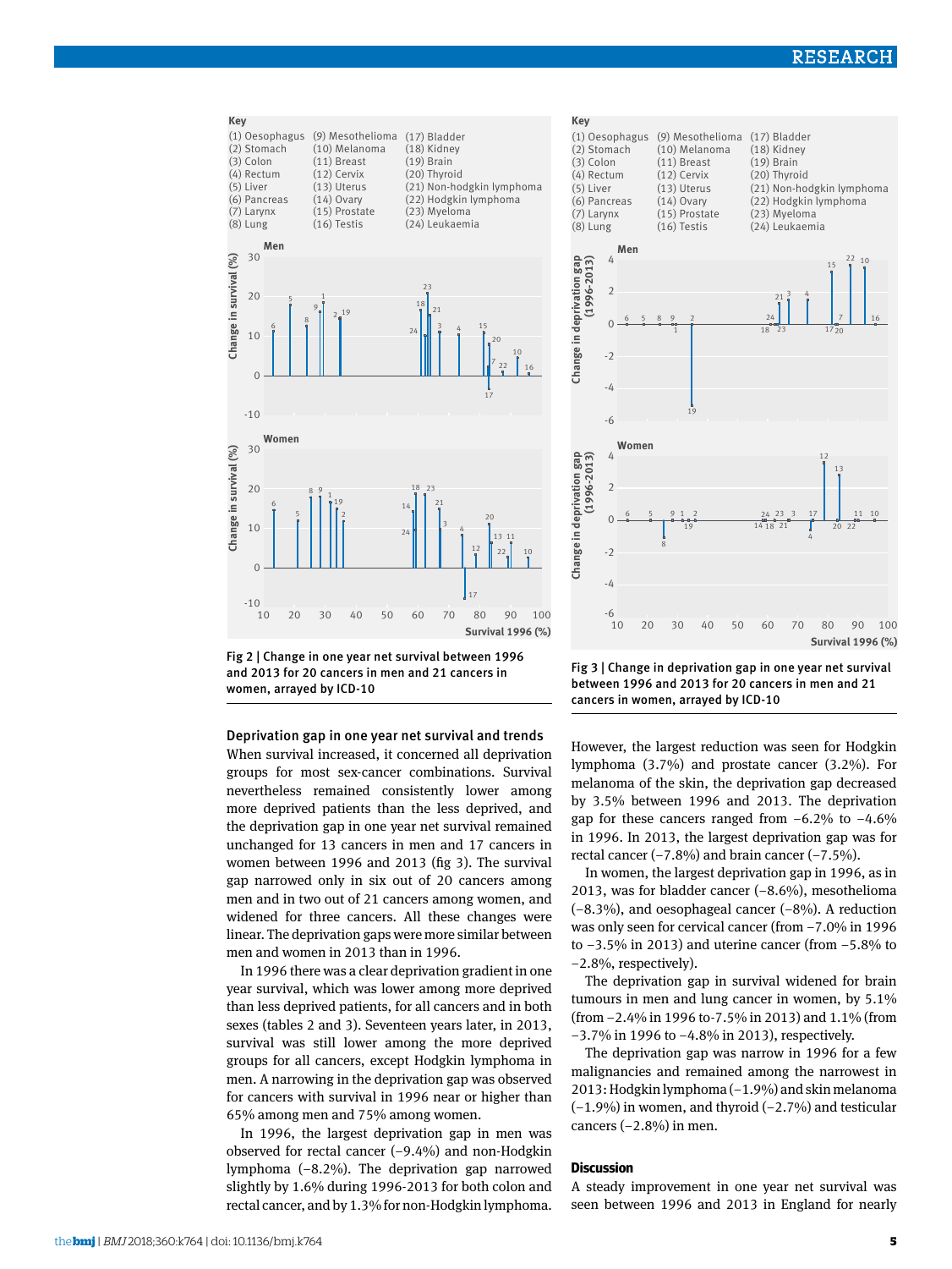Fig 2 | Change in one year net survival between 1996 and 2013 for 20 cancers in men and 21 cancers in women, arrayed by ICD-10

Fig 3 | Change in deprivation gap in one year net survival between 1996 and 2013 for 20 cancers in men and 21 cancers in women, arrayed by ICD-10

### Deprivation gap in one year net survival and trends

When survival increased, it concerned all deprivation groups for most sex-cancer combinations. Survival nevertheless remained consistently lower among more deprived patients than the less deprived, and the deprivation gap in one year net survival remained unchanged for 13 cancers in men and 17 cancers in women between 1996 and 2013 (fig 3). The survival gap narrowed only in six out of 20 cancers among men and in two out of 21 cancers among women, and widened for three cancers. All these changes were linear. The deprivation gaps were more similar between men and women in 2013 than in 1996.

In 1996 there was a clear deprivation gradient in one year survival, which was lower among more deprived than less deprived patients, for all cancers and in both sexes (tables 2 and 3). Seventeen years later, in 2013, survival was still lower among the more deprived groups for all cancers, except Hodgkin lymphoma in men. A narrowing in the deprivation gap was observed for cancers with survival in 1996 near or higher than 65% among men and 75% among women.

In 1996, the largest deprivation gap in men was observed for rectal cancer (−9.4%) and non-Hodgkin lymphoma (−8.2%). The deprivation gap narrowed slightly by 1.6% during 1996-2013 for both colon and rectal cancer, and by 1.3% for non-Hodgkin lymphoma. However, the largest reduction was seen for Hodgkin lymphoma (3.7%) and prostate cancer (3.2%). For melanoma of the skin, the deprivation gap decreased by 3.5% between 1996 and 2013. The deprivation gap for these cancers ranged from −6.2% to −4.6% in 1996. In 2013, the largest deprivation gap was for rectal cancer (−7.8%) and brain cancer (−7.5%).

In women, the largest deprivation gap in 1996, as in 2013, was for bladder cancer (−8.6%), mesothelioma (−8.3%), and oesophageal cancer (−8%). A reduction was only seen for cervical cancer (from −7.0% in 1996 to −3.5% in 2013) and uterine cancer (from −5.8% to −2.8%, respectively).

The deprivation gap in survival widened for brain tumours in men and lung cancer in women, by 5.1% (from −2.4% in 1996 to-7.5% in 2013) and 1.1% (from −3.7% in 1996 to −4.8% in 2013), respectively.

The deprivation gap was narrow in 1996 for a few malignancies and remained among the narrowest in 2013: Hodgkin lymphoma (−1.9%) and skin melanoma (−1.9%) in women, and thyroid (−2.7%) and testicular cancers (−2.8%) in men.

## Discussion

A steady improvement in one year net survival was seen between 1996 and 2013 in England for nearly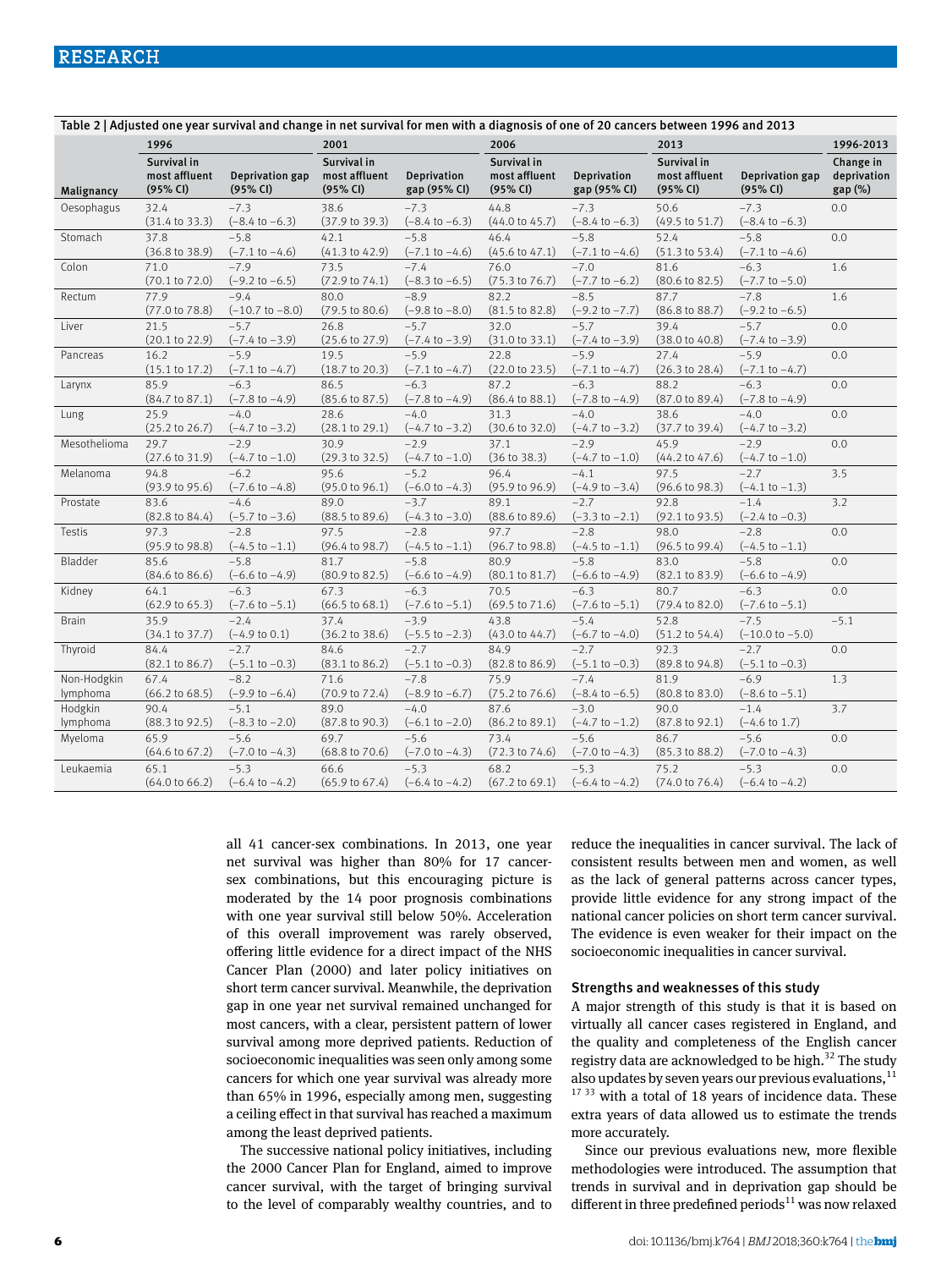Table 2 | Adjusted one year survival and change in net survival for men with a diagnosis of one of 20 cancers between 1996 and 2013

| Malignancy | 1996 | | 2001 | | 2006 | | 2013 | | 1996-2013 |
|---|---|---|---|---|---|---|---|---|---|
| | Survival in most affluent (95% CI) | Deprivation gap (95% CI) | Survival in most affluent (95% CI) | Deprivation gap (95% CI) | Survival in most affluent (95% CI) | Deprivation gap (95% CI) | Survival in most affluent (95% CI) | Deprivation gap (95% CI) | Change in deprivation gap (%) |
| Oesophagus | 32.4 (31.4 to 33.3) | −7.3 (−8.4 to −6.3) | 38.6 (37.9 to 39.3) | −7.3 (−8.4 to −6.3) | 44.8 (44.0 to 45.7) | −7.3 (−8.4 to −6.3) | 50.6 (49.5 to 51.7) | −7.3 (−8.4 to −6.3) | 0.0 |
| Stomach | 37.8 (36.8 to 38.9) | −5.8 (−7.1 to −4.6) | 42.1 (41.3 to 42.9) | −5.8 (−7.1 to −4.6) | 46.4 (45.6 to 47.1) | −5.8 (−7.1 to −4.6) | 52.4 (51.3 to 53.4) | −5.8 (−7.1 to −4.6) | 0.0 |
| Colon | 71.0 (70.1 to 72.0) | −7.9 (−9.2 to −6.5) | 73.5 (72.9 to 74.1) | −7.4 (−8.3 to −6.5) | 76.0 (75.3 to 76.7) | −7.0 (−7.7 to −6.2) | 81.6 (80.6 to 82.5) | −6.3 (−7.7 to −5.0) | 1.6 |
| Rectum | 77.9 (77.0 to 78.8) | −9.4 (−10.7 to −8.0) | 80.0 (79.5 to 80.6) | −8.9 (−9.8 to −8.0) | 82.2 (81.5 to 82.8) | −8.5 (−9.2 to −7.7) | 87.7 (86.8 to 88.7) | −7.8 (−9.2 to −6.5) | 1.6 |
| Liver | 21.5 (20.1 to 22.9) | −5.7 (−7.4 to −3.9) | 26.8 (25.6 to 27.9) | −5.7 (−7.4 to −3.9) | 32.0 (31.0 to 33.1) | −5.7 (−7.4 to −3.9) | 39.4 (38.0 to 40.8) | −5.7 (−7.4 to −3.9) | 0.0 |
| Pancreas | 16.2 (15.1 to 17.2) | −5.9 (−7.1 to −4.7) | 19.5 (18.7 to 20.3) | −5.9 (−7.1 to −4.7) | 22.8 (22.0 to 23.5) | −5.9 (−7.1 to −4.7) | 27.4 (26.3 to 28.4) | −5.9 (−7.1 to −4.7) | 0.0 |
| Larynx | 85.9 (84.7 to 87.1) | −6.3 (−7.8 to −4.9) | 86.5 (85.6 to 87.5) | −6.3 (−7.8 to −4.9) | 87.2 (86.4 to 88.1) | −6.3 (−7.8 to −4.9) | 88.2 (87.0 to 89.4) | −6.3 (−7.8 to −4.9) | 0.0 |
| Lung | 25.9 (25.2 to 26.7) | −4.0 (−4.7 to −3.2) | 28.6 (28.1 to 29.1) | −4.0 (−4.7 to −3.2) | 31.3 (30.6 to 32.0) | −4.0 (−4.7 to −3.2) | 38.6 (37.7 to 39.4) | −4.0 (−4.7 to −3.2) | 0.0 |
| Mesothelioma | 29.7 (27.6 to 31.9) | −2.9 (−4.7 to −1.0) | 30.9 (29.3 to 32.5) | −2.9 (−4.7 to −1.0) | 37.1 (36 to 38.3) | −2.9 (−4.7 to −1.0) | 45.9 (44.2 to 47.6) | −2.9 (−4.7 to −1.0) | 0.0 |
| Melanoma | 94.8 (93.9 to 95.6) | −6.2 (−7.6 to −4.8) | 95.6 (95.0 to 96.1) | −5.2 (−6.0 to −4.3) | 96.4 (95.9 to 96.9) | −4.1 (−4.9 to −3.4) | 97.5 (96.6 to 98.3) | −2.7 (−4.1 to −1.3) | 3.5 |
| Prostate | 83.6 (82.8 to 84.4) | −4.6 (−5.7 to −3.6) | 89.0 (88.5 to 89.6) | −3.7 (−4.3 to −3.0) | 89.1 (88.6 to 89.6) | −2.7 (−3.3 to −2.1) | 92.8 (92.1 to 93.5) | −1.4 (−2.4 to −0.3) | 3.2 |
| Testis | 97.3 (95.9 to 98.8) | −2.8 (−4.5 to −1.1) | 97.5 (96.4 to 98.7) | −2.8 (−4.5 to −1.1) | 97.7 (96.7 to 98.8) | −2.8 (−4.5 to −1.1) | 98.0 (96.5 to 99.4) | −2.8 (−4.5 to −1.1) | 0.0 |
| Bladder | 85.6 (84.6 to 86.6) | −5.8 (−6.6 to −4.9) | 81.7 (80.9 to 82.5) | −5.8 (−6.6 to −4.9) | 80.9 (80.1 to 81.7) | −5.8 (−6.6 to −4.9) | 83.0 (82.1 to 83.9) | −5.8 (−6.6 to −4.9) | 0.0 |
| Kidney | 64.1 (62.9 to 65.3) | −6.3 (−7.6 to −5.1) | 67.3 (66.5 to 68.1) | −6.3 (−7.6 to −5.1) | 70.5 (69.5 to 71.6) | −6.3 (−7.6 to −5.1) | 80.7 (79.4 to 82.0) | −6.3 (−7.6 to −5.1) | 0.0 |
| Brain | 35.9 (34.1 to 37.7) | −2.4 (−4.9 to 0.1) | 37.4 (36.2 to 38.6) | −3.9 (−5.5 to −2.3) | 43.8 (43.0 to 44.7) | −5.4 (−6.7 to −4.0) | 52.8 (51.2 to 54.4) | −7.5 (−10.0 to −5.0) | −5.1 |
| Thyroid | 84.4 (82.1 to 86.7) | −2.7 (−5.1 to −0.3) | 84.6 (83.1 to 86.2) | −2.7 (−5.1 to −0.3) | 84.9 (82.8 to 86.9) | −2.7 (−5.1 to −0.3) | 92.3 (89.8 to 94.8) | −2.7 (−5.1 to −0.3) | 0.0 |
| Non-Hodgkin lymphoma | 67.4 (66.2 to 68.5) | −8.2 (−9.9 to −6.4) | 71.6 (70.9 to 72.4) | −7.8 (−8.9 to −6.7) | 75.9 (75.2 to 76.6) | −7.4 (−8.4 to −6.5) | 81.9 (80.8 to 83.0) | −6.9 (−8.6 to −5.1) | 1.3 |
| Hodgkin lymphoma | 90.4 (88.3 to 92.5) | −5.1 (−8.3 to −2.0) | 89.0 (87.8 to 90.3) | −4.0 (−6.1 to −2.0) | 87.6 (86.2 to 89.1) | −3.0 (−4.7 to −1.2) | 90.0 (87.8 to 92.1) | −1.4 (−4.6 to 1.7) | 3.7 |
| Myeloma | 65.9 (64.6 to 67.2) | −5.6 (−7.0 to −4.3) | 69.7 (68.8 to 70.6) | −5.6 (−7.0 to −4.3) | 73.4 (72.3 to 74.6) | −5.6 (−7.0 to −4.3) | 86.7 (85.3 to 88.2) | −5.6 (−7.0 to −4.3) | 0.0 |
| Leukaemia | 65.1 (64.0 to 66.2) | −5.3 (−6.4 to −4.2) | 66.6 (65.9 to 67.4) | −5.3 (−6.4 to −4.2) | 68.2 (67.2 to 69.1) | −5.3 (−6.4 to −4.2) | 75.2 (74.0 to 76.4) | −5.3 (−6.4 to −4.2) | 0.0 |

all 41 cancer-sex combinations. In 2013, one year net survival was higher than 80% for 17 cancer-sex combinations, but this encouraging picture is moderated by the 14 poor prognosis combinations with one year survival still below 50%. Acceleration of this overall improvement was rarely observed, offering little evidence for a direct impact of the NHS Cancer Plan (2000) and later policy initiatives on short term cancer survival. Meanwhile, the deprivation gap in one year net survival remained unchanged for most cancers, with a clear, persistent pattern of lower survival among more deprived patients. Reduction of socioeconomic inequalities was seen only among some cancers for which one year survival was already more than 65% in 1996, especially among men, suggesting a ceiling effect in that survival has reached a maximum among the least deprived patients.

The successive national policy initiatives, including the 2000 Cancer Plan for England, aimed to improve cancer survival, with the target of bringing survival to the level of comparably wealthy countries, and to reduce the inequalities in cancer survival. The lack of consistent results between men and women, as well as the lack of general patterns across cancer types, provide little evidence for any strong impact of the national cancer policies on short term cancer survival. The evidence is even weaker for their impact on the socioeconomic inequalities in cancer survival.

### Strengths and weaknesses of this study

A major strength of this study is that it is based on virtually all cancer cases registered in England, and the quality and completeness of the English cancer registry data are acknowledged to be high.[32] The study also updates by seven years our previous evaluations,[11 17 33] with a total of 18 years of incidence data. These extra years of data allowed us to estimate the trends more accurately.

Since our previous evaluations new, more flexible methodologies were introduced. The assumption that trends in survival and in deprivation gap should be different in three predefined periods[11] was now relaxed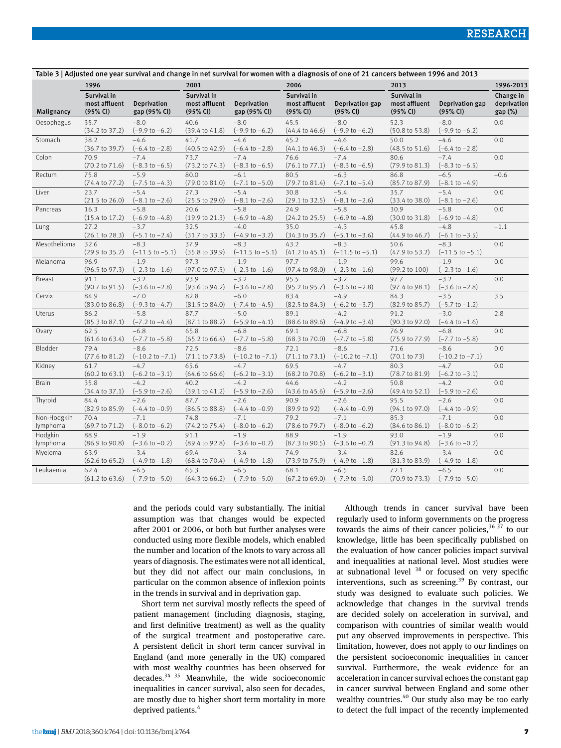Table 3 | Adjusted one year survival and change in net survival for women with a diagnosis of one of 21 cancers between 1996 and 2013

| | 1996 | | 2001 | | 2006 | | 2013 | | 1996-2013 |
|---|---|---|---|---|---|---|---|---|---|
| Malignancy | Survival in most affluent (95% CI) | Deprivation gap (95% CI) | Survival in most affluent (95% CI) | Deprivation gap (95% CI) | Survival in most affluent (95% CI) | Deprivation gap (95% CI) | Survival in most affluent (95% CI) | Deprivation gap (95% CI) | Change in deprivation gap (%) |
| Oesophagus | 35.7 (34.2 to 37.2) | −8.0 (−9.9 to −6.2) | 40.6 (39.4 to 41.8) | −8.0 (−9.9 to −6.2) | 45.5 (44.4 to 46.6) | −8.0 (−9.9 to −6.2) | 52.3 (50.8 to 53.8) | −8.0 (−9.9 to −6.2) | 0.0 |
| Stomach | 38.2 (36.7 to 39.7) | −4.6 (−6.4 to −2.8) | 41.7 (40.5 to 42.9) | −4.6 (−6.4 to −2.8) | 45.2 (44.1 to 46.3) | −4.6 (−6.4 to −2.8) | 50.0 (48.5 to 51.6) | −4.6 (−6.4 to −2.8) | 0.0 |
| Colon | 70.9 (70.2 to 71.6) | −7.4 (−8.3 to −6.5) | 73.7 (73.2 to 74.3) | −7.4 (−8.3 to −6.5) | 76.6 (76.1 to 77.1) | −7.4 (−8.3 to −6.5) | 80.6 (79.9 to 81.3) | −7.4 (−8.3 to −6.5) | 0.0 |
| Rectum | 75.8 (74.4 to 77.2) | −5.9 (−7.5 to −4.3) | 80.0 (79.0 to 81.0) | −6.1 (−7.1 to −5.0) | 80.5 (79.7 to 81.4) | −6.3 (−7.1 to −5.4) | 86.8 (85.7 to 87.9) | −6.5 (−8.1 to −4.9) | −0.6 |
| Liver | 23.7 (21.5 to 26.0) | −5.4 (−8.1 to −2.6) | 27.3 (25.5 to 29.0) | −5.4 (−8.1 to −2.6) | 30.8 (29.1 to 32.5) | −5.4 (−8.1 to −2.6) | 35.7 (33.4 to 38.0) | −5.4 (−8.1 to −2.6) | 0.0 |
| Pancreas | 16.3 (15.4 to 17.2) | −5.8 (−6.9 to −4.8) | 20.6 (19.9 to 21.3) | −5.8 (−6.9 to −4.8) | 24.9 (24.2 to 25.5) | −5.8 (−6.9 to −4.8) | 30.9 (30.0 to 31.8) | −5.8 (−6.9 to −4.8) | 0.0 |
| Lung | 27.2 (26.1 to 28.3) | −3.7 (−5.1 to −2.4) | 32.5 (31.7 to 33.3) | −4.0 (−4.9 to −3.2) | 35.0 (34.3 to 35.7) | −4.3 (−5.1 to −3.6) | 45.8 (44.9 to 46.7) | −4.8 (−6.1 to −3.5) | −1.1 |
| Mesothelioma | 32.6 (29.9 to 35.2) | −8.3 (−11.5 to −5.1) | 37.9 (35.8 to 39.9) | −8.3 (−11.5 to −5.1) | 43.2 (41.2 to 45.1) | −8.3 (−11.5 to −5.1) | 50.6 (47.9 to 53.2) | −8.3 (−11.5 to −5.1) | 0.0 |
| Melanoma | 96.9 (96.5 to 97.3) | −1.9 (−2.3 to −1.6) | 97.3 (97.0 to 97.5) | −1.9 (−2.3 to −1.6) | 97.7 (97.4 to 98.0) | −1.9 (−2.3 to −1.6) | 99.6 (99.2 to 100) | −1.9 (−2.3 to −1.6) | 0.0 |
| Breast | 91.1 (90.7 to 91.5) | −3.2 (−3.6 to −2.8) | 93.9 (93.6 to 94.2) | −3.2 (−3.6 to −2.8) | 95.5 (95.2 to 95.7) | −3.2 (−3.6 to −2.8) | 97.7 (97.4 to 98.1) | −3.2 (−3.6 to −2.8) | 0.0 |
| Cervix | 84.9 (83.0 to 86.8) | −7.0 (−9.3 to −4.7) | 82.8 (81.5 to 84.0) | −6.0 (−7.4 to −4.5) | 83.4 (82.5 to 84.3) | −4.9 (−6.2 to −3.7) | 84.3 (82.9 to 85.7) | −3.5 (−5.7 to −1.2) | 3.5 |
| Uterus | 86.2 (85.3 to 87.1) | −5.8 (−7.2 to −4.4) | 87.7 (87.1 to 88.2) | −5.0 (−5.9 to −4.1) | 89.1 (88.6 to 89.6) | −4.2 (−4.9 to −3.4) | 91.2 (90.3 to 92.0) | −3.0 (−4.4 to −1.6) | 2.8 |
| Ovary | 62.5 (61.6 to 63.4) | −6.8 (−7.7 to −5.8) | 65.8 (65.2 to 66.4) | −6.8 (−7.7 to −5.8) | 69.1 (68.3 to 70.0) | −6.8 (−7.7 to −5.8) | 76.9 (75.9 to 77.9) | −6.8 (−7.7 to −5.8) | 0.0 |
| Bladder | 79.4 (77.6 to 81.2) | −8.6 (−10.2 to −7.1) | 72.5 (71.1 to 73.8) | −8.6 (−10.2 to −7.1) | 72.1 (71.1 to 73.1) | −8.6 (−10.2 to −7.1) | 71.6 (70.1 to 73) | −8.6 (−10.2 to −7.1) | 0.0 |
| Kidney | 61.7 (60.2 to 63.1) | −4.7 (−6.2 to −3.1) | 65.6 (64.6 to 66.6) | −4.7 (−6.2 to −3.1) | 69.5 (68.2 to 70.8) | −4.7 (−6.2 to −3.1) | 80.3 (78.7 to 81.9) | −4.7 (−6.2 to −3.1) | 0.0 |
| Brain | 35.8 (34.4 to 37.1) | −4.2 (−5.9 to −2.6) | 40.2 (39.1 to 41.2) | −4.2 (−5.9 to −2.6) | 44.6 (43.6 to 45.6) | −4.2 (−5.9 to −2.6) | 50.8 (49.4 to 52.1) | −4.2 (−5.9 to −2.6) | 0.0 |
| Thyroid | 84.4 (82.9 to 85.9) | −2.6 (−4.4 to −0.9) | 87.7 (86.5 to 88.8) | −2.6 (−4.4 to −0.9) | 90.9 (89.9 to 92) | −2.6 (−4.4 to −0.9) | 95.5 (94.1 to 97.0) | −2.6 (−4.4 to −0.9) | 0.0 |
| Non-Hodgkin lymphoma | 70.4 (69.7 to 71.2) | −7.1 (−8.0 to −6.2) | 74.8 (74.2 to 75.4) | −7.1 (−8.0 to −6.2) | 79.2 (78.6 to 79.7) | −7.1 (−8.0 to −6.2) | 85.3 (84.6 to 86.1) | −7.1 (−8.0 to −6.2) | 0.0 |
| Hodgkin lymphoma | 88.9 (86.9 to 90.8) | −1.9 (−3.6 to −0.2) | 91.1 (89.4 to 92.8) | −1.9 (−3.6 to −0.2) | 88.9 (87.3 to 90.5) | −1.9 (−3.6 to −0.2) | 93.0 (91.3 to 94.8) | −1.9 (−3.6 to −0.2) | 0.0 |
| Myeloma | 63.9 (62.6 to 65.2) | −3.4 (−4.9 to −1.8) | 69.4 (68.4 to 70.4) | −3.4 (−4.9 to −1.8) | 74.9 (73.9 to 75.9) | −3.4 (−4.9 to −1.8) | 82.6 (81.3 to 83.9) | −3.4 (−4.9 to −1.8) | 0.0 |
| Leukaemia | 62.4 (61.2 to 63.6) | −6.5 (−7.9 to −5.0) | 65.3 (64.3 to 66.2) | −6.5 (−7.9 to −5.0) | 68.1 (67.2 to 69.0) | −6.5 (−7.9 to −5.0) | 72.1 (70.9 to 73.3) | −6.5 (−7.9 to −5.0) | 0.0 |

and the periods could vary substantially. The initial assumption was that changes would be expected after 2001 or 2006, or both but further analyses were conducted using more flexible models, which enabled the number and location of the knots to vary across all years of diagnosis. The estimates were not all identical, but they did not affect our main conclusions, in particular on the common absence of inflexion points in the trends in survival and in deprivation gap.

Short term net survival mostly reflects the speed of patient management (including diagnosis, staging, and first definitive treatment) as well as the quality of the surgical treatment and postoperative care. A persistent deficit in short term cancer survival in England (and more generally in the UK) compared with most wealthy countries has been observed for decades.[34 35] Meanwhile, the wide socioeconomic inequalities in cancer survival, also seen for decades, are mostly due to higher short term mortality in more deprived patients.[4]

Although trends in cancer survival have been regularly used to inform governments on the progress towards the aims of their cancer policies,[36 37] to our knowledge, little has been specifically published on the evaluation of how cancer policies impact survival and inequalities at national level. Most studies were at subnational level [38] or focused on very specific interventions, such as screening.[39] By contrast, our study was designed to evaluate such policies. We acknowledge that changes in the survival trends are decided solely on acceleration in survival, and comparison with countries of similar wealth would put any observed improvements in perspective. This limitation, however, does not apply to our findings on the persistent socioeconomic inequalities in cancer survival. Furthermore, the weak evidence for an acceleration in cancer survival echoes the constant gap in cancer survival between England and some other wealthy countries.[40] Our study also may be too early to detect the full impact of the recently implemented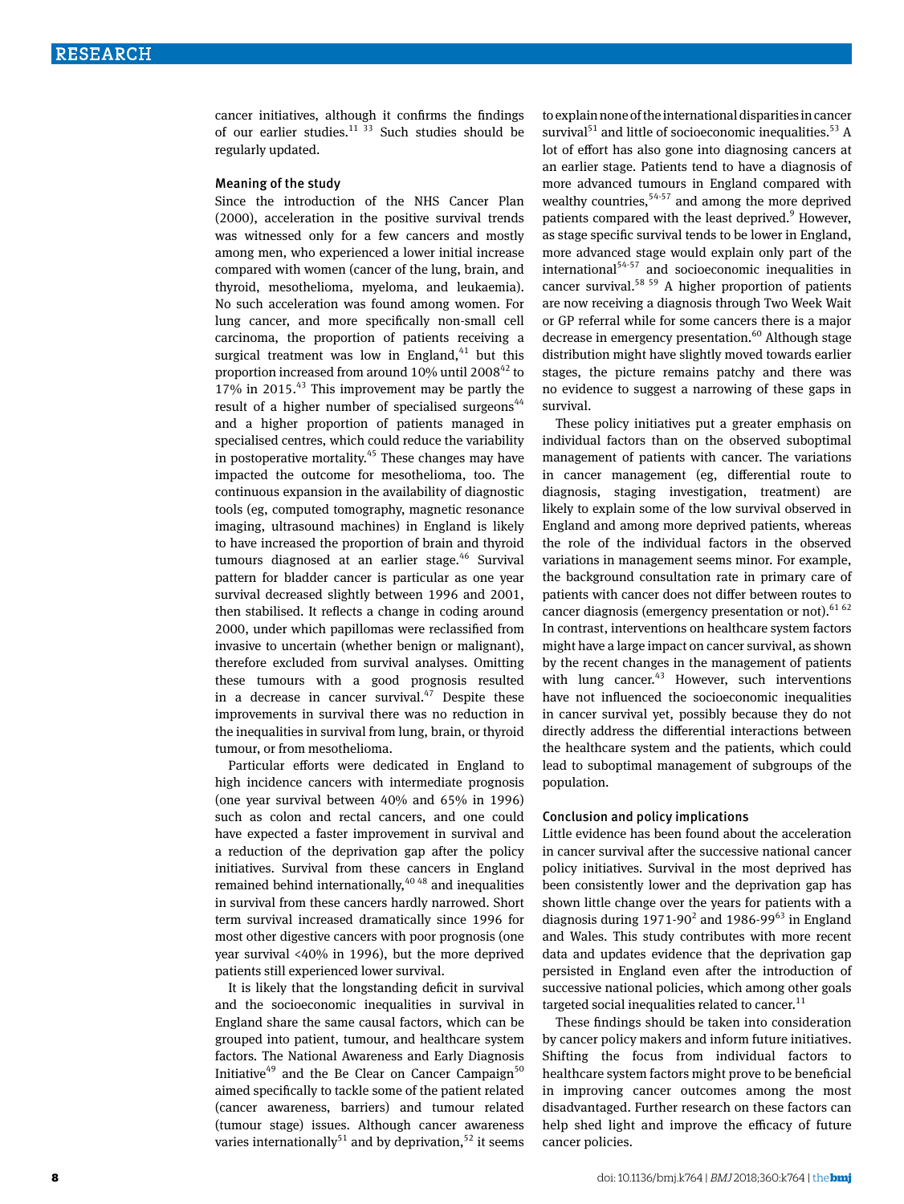cancer initiatives, although it confirms the findings of our earlier studies.[11 33] Such studies should be regularly updated.

### Meaning of the study

Since the introduction of the NHS Cancer Plan (2000), acceleration in the positive survival trends was witnessed only for a few cancers and mostly among men, who experienced a lower initial increase compared with women (cancer of the lung, brain, and thyroid, mesothelioma, myeloma, and leukaemia). No such acceleration was found among women. For lung cancer, and more specifically non-small cell carcinoma, the proportion of patients receiving a surgical treatment was low in England,[41] but this proportion increased from around 10% until 2008[42] to 17% in 2015.[43] This improvement may be partly the result of a higher number of specialised surgeons[44] and a higher proportion of patients managed in specialised centres, which could reduce the variability in postoperative mortality.[45] These changes may have impacted the outcome for mesothelioma, too. The continuous expansion in the availability of diagnostic tools (eg, computed tomography, magnetic resonance imaging, ultrasound machines) in England is likely to have increased the proportion of brain and thyroid tumours diagnosed at an earlier stage.[46] Survival pattern for bladder cancer is particular as one year survival decreased slightly between 1996 and 2001, then stabilised. It reflects a change in coding around 2000, under which papillomas were reclassified from invasive to uncertain (whether benign or malignant), therefore excluded from survival analyses. Omitting these tumours with a good prognosis resulted in a decrease in cancer survival.[47] Despite these improvements in survival there was no reduction in the inequalities in survival from lung, brain, or thyroid tumour, or from mesothelioma.

Particular efforts were dedicated in England to high incidence cancers with intermediate prognosis (one year survival between 40% and 65% in 1996) such as colon and rectal cancers, and one could have expected a faster improvement in survival and a reduction of the deprivation gap after the policy initiatives. Survival from these cancers in England remained behind internationally,[40 48] and inequalities in survival from these cancers hardly narrowed. Short term survival increased dramatically since 1996 for most other digestive cancers with poor prognosis (one year survival <40% in 1996), but the more deprived patients still experienced lower survival.

It is likely that the longstanding deficit in survival and the socioeconomic inequalities in survival in England share the same causal factors, which can be grouped into patient, tumour, and healthcare system factors. The National Awareness and Early Diagnosis Initiative[49] and the Be Clear on Cancer Campaign[50] aimed specifically to tackle some of the patient related (cancer awareness, barriers) and tumour related (tumour stage) issues. Although cancer awareness varies internationally[51] and by deprivation,[52] it seems to explain none of the international disparities in cancer survival[51] and little of socioeconomic inequalities.[53] A lot of effort has also gone into diagnosing cancers at an earlier stage. Patients tend to have a diagnosis of more advanced tumours in England compared with wealthy countries,[54-57] and among the more deprived patients compared with the least deprived.[9] However, as stage specific survival tends to be lower in England, more advanced stage would explain only part of the international[54-57] and socioeconomic inequalities in cancer survival.[58 59] A higher proportion of patients are now receiving a diagnosis through Two Week Wait or GP referral while for some cancers there is a major decrease in emergency presentation.[60] Although stage distribution might have slightly moved towards earlier stages, the picture remains patchy and there was no evidence to suggest a narrowing of these gaps in survival.

These policy initiatives put a greater emphasis on individual factors than on the observed suboptimal management of patients with cancer. The variations in cancer management (eg, differential route to diagnosis, staging investigation, treatment) are likely to explain some of the low survival observed in England and among more deprived patients, whereas the role of the individual factors in the observed variations in management seems minor. For example, the background consultation rate in primary care of patients with cancer does not differ between routes to cancer diagnosis (emergency presentation or not).[61 62] In contrast, interventions on healthcare system factors might have a large impact on cancer survival, as shown by the recent changes in the management of patients with lung cancer.[43] However, such interventions have not influenced the socioeconomic inequalities in cancer survival yet, possibly because they do not directly address the differential interactions between the healthcare system and the patients, which could lead to suboptimal management of subgroups of the population.

### Conclusion and policy implications

Little evidence has been found about the acceleration in cancer survival after the successive national cancer policy initiatives. Survival in the most deprived has been consistently lower and the deprivation gap has shown little change over the years for patients with a diagnosis during 1971-90[2] and 1986-99[63] in England and Wales. This study contributes with more recent data and updates evidence that the deprivation gap persisted in England even after the introduction of successive national policies, which among other goals targeted social inequalities related to cancer.[11]

These findings should be taken into consideration by cancer policy makers and inform future initiatives. Shifting the focus from individual factors to healthcare system factors might prove to be beneficial in improving cancer outcomes among the most disadvantaged. Further research on these factors can help shed light and improve the efficacy of future cancer policies.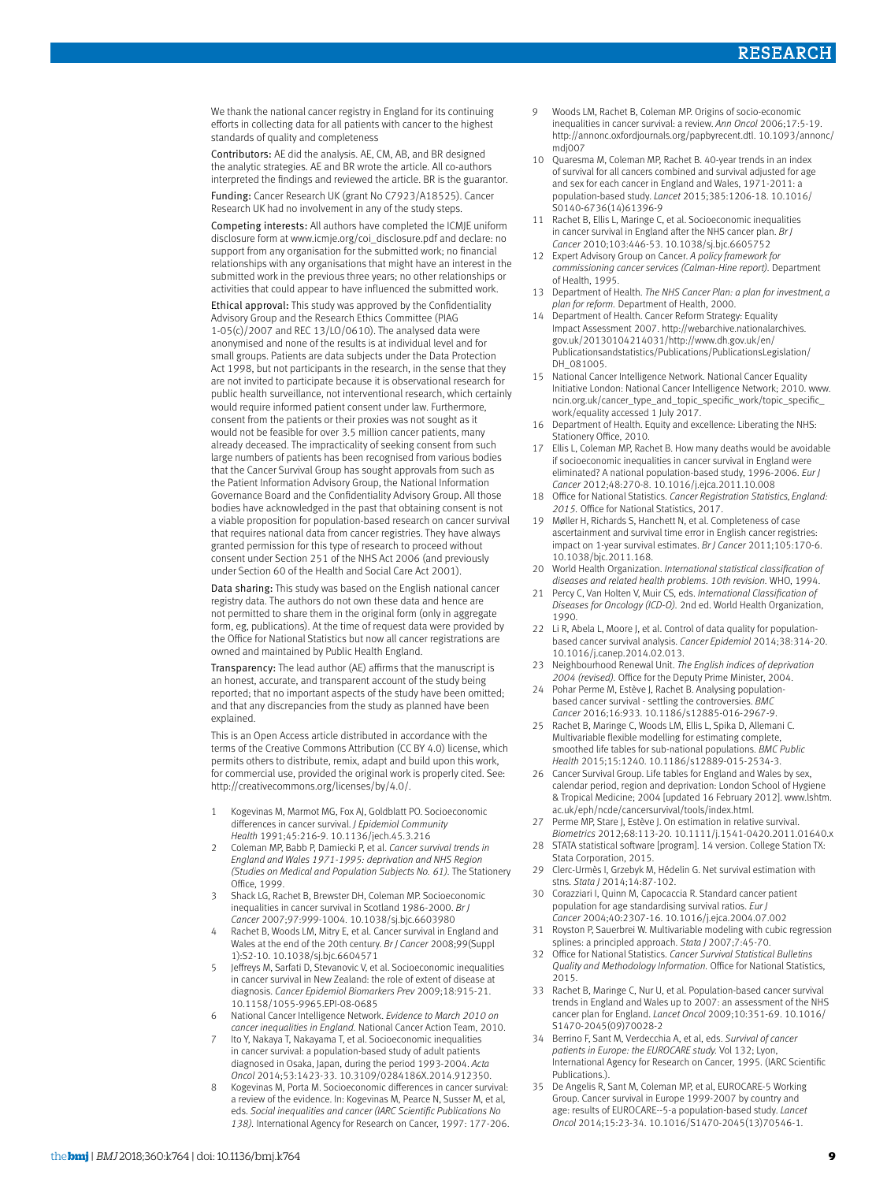We thank the national cancer registry in England for its continuing efforts in collecting data for all patients with cancer to the highest standards of quality and completeness

**Contributors:** AE did the analysis. AE, CM, AB, and BR designed the analytic strategies. AE and BR wrote the article. All co-authors interpreted the findings and reviewed the article. BR is the guarantor.

**Funding:** Cancer Research UK (grant No C7923/A18525). Cancer Research UK had no involvement in any of the study steps.

**Competing interests:** All authors have completed the ICMJE uniform disclosure form at www.icmje.org/coi_disclosure.pdf and declare: no support from any organisation for the submitted work; no financial relationships with any organisations that might have an interest in the submitted work in the previous three years; no other relationships or activities that could appear to have influenced the submitted work.

**Ethical approval:** This study was approved by the Confidentiality Advisory Group and the Research Ethics Committee (PIAG 1-05(c)/2007 and REC 13/LO/0610). The analysed data were anonymised and none of the results is at individual level and for small groups. Patients are data subjects under the Data Protection Act 1998, but not participants in the research, in the sense that they are not invited to participate because it is observational research for public health surveillance, not interventional research, which certainly would require informed patient consent under law. Furthermore, consent from the patients or their proxies was not sought as it would not be feasible for over 3.5 million cancer patients, many already deceased. The impracticality of seeking consent from such large numbers of patients has been recognised from various bodies that the Cancer Survival Group has sought approvals from such as the Patient Information Advisory Group, the National Information Governance Board and the Confidentiality Advisory Group. All those bodies have acknowledged in the past that obtaining consent is not a viable proposition for population-based research on cancer survival that requires national data from cancer registries. They have always granted permission for this type of research to proceed without consent under Section 251 of the NHS Act 2006 (and previously under Section 60 of the Health and Social Care Act 2001).

**Data sharing:** This study was based on the English national cancer registry data. The authors do not own these data and hence are not permitted to share them in the original form (only in aggregate form, eg, publications). At the time of request data were provided by the Office for National Statistics but now all cancer registrations are owned and maintained by Public Health England.

**Transparency:** The lead author (AE) affirms that the manuscript is an honest, accurate, and transparent account of the study being reported; that no important aspects of the study have been omitted; and that any discrepancies from the study as planned have been explained.

This is an Open Access article distributed in accordance with the terms of the Creative Commons Attribution (CC BY 4.0) license, which permits others to distribute, remix, adapt and build upon this work, for commercial use, provided the original work is properly cited. See: http://creativecommons.org/licenses/by/4.0/.

1. Kogevinas M, Marmot MG, Fox AJ, Goldblatt PO. Socioeconomic differences in cancer survival. *J Epidemiol Community Health* 1991;45:216-9. 10.1136/jech.45.3.216
2. Coleman MP, Babb P, Damiecki P, et al. *Cancer survival trends in England and Wales 1971-1995: deprivation and NHS Region (Studies on Medical and Population Subjects No. 61).* The Stationery Office, 1999.
3. Shack LG, Rachet B, Brewster DH, Coleman MP. Socioeconomic inequalities in cancer survival in Scotland 1986-2000. *Br J Cancer* 2007;97:999-1004. 10.1038/sj.bjc.6603980
4. Rachet B, Woods LM, Mitry E, et al. Cancer survival in England and Wales at the end of the 20th century. *Br J Cancer* 2008;99(Suppl 1):S2-10. 10.1038/sj.bjc.6604571
5. Jeffreys M, Sarfati D, Stevanovic V, et al. Socioeconomic inequalities in cancer survival in New Zealand: the role of extent of disease at diagnosis. *Cancer Epidemiol Biomarkers Prev* 2009;18:915-21. 10.1158/1055-9965.EPI-08-0685
6. National Cancer Intelligence Network. *Evidence to March 2010 on cancer inequalities in England.* National Cancer Action Team, 2010.
7. Ito Y, Nakaya T, Nakayama T, et al. Socioeconomic inequalities in cancer survival: a population-based study of adult patients diagnosed in Osaka, Japan, during the period 1993-2004. *Acta Oncol* 2014;53:1423-33. 10.3109/0284186X.2014.912350.
8. Kogevinas M, Porta M. Socioeconomic differences in cancer survival: a review of the evidence. In: Kogevinas M, Pearce N, Susser M, et al, eds. *Social inequalities and cancer (IARC Scientific Publications No 138).* International Agency for Research on Cancer, 1997: 177-206.
9. Woods LM, Rachet B, Coleman MP. Origins of socio-economic inequalities in cancer survival: a review. *Ann Oncol* 2006;17:5-19. http://annonc.oxfordjournals.org/papbyrecent.dtl. 10.1093/annonc/mdj007
10. Quaresma M, Coleman MP, Rachet B. 40-year trends in an index of survival for all cancers combined and survival adjusted for age and sex for each cancer in England and Wales, 1971-2011: a population-based study. *Lancet* 2015;385:1206-18. 10.1016/S0140-6736(14)61396-9
11. Rachet B, Ellis L, Maringe C, et al. Socioeconomic inequalities in cancer survival in England after the NHS cancer plan. *Br J Cancer* 2010;103:446-53. 10.1038/sj.bjc.6605752
12. Expert Advisory Group on Cancer. *A policy framework for commissioning cancer services (Calman-Hine report).* Department of Health, 1995.
13. Department of Health. *The NHS Cancer Plan: a plan for investment, a plan for reform.* Department of Health, 2000.
14. Department of Health. Cancer Reform Strategy: Equality Impact Assessment 2007. http://webarchive.nationalarchives.gov.uk/20130104214031/http://www.dh.gov.uk/en/Publicationsandstatistics/Publications/PublicationsLegislation/DH_081005.
15. National Cancer Intelligence Network. National Cancer Equality Initiative London: National Cancer Intelligence Network; 2010. www.ncin.org.uk/cancer_type_and_topic_specific_work/topic_specific_work/equality accessed 1 July 2017.
16. Department of Health. Equity and excellence: Liberating the NHS: Stationery Office, 2010.
17. Ellis L, Coleman MP, Rachet B. How many deaths would be avoidable if socioeconomic inequalities in cancer survival in England were eliminated? A national population-based study, 1996-2006. *Eur J Cancer* 2012;48:270-8. 10.1016/j.ejca.2011.10.008
18. Office for National Statistics. *Cancer Registration Statistics, England: 2015.* Office for National Statistics, 2017.
19. Møller H, Richards S, Hanchett N, et al. Completeness of case ascertainment and survival time error in English cancer registries: impact on 1-year survival estimates. *Br J Cancer* 2011;105:170-6. 10.1038/bjc.2011.168.
20. World Health Organization. *International statistical classification of diseases and related health problems. 10th revision.* WHO, 1994.
21. Percy C, Van Holten V, Muir CS, eds. *International Classification of Diseases for Oncology (ICD-O).* 2nd ed. World Health Organization, 1990.
22. Li R, Abela L, Moore J, et al. Control of data quality for population-based cancer survival analysis. *Cancer Epidemiol* 2014;38:314-20. 10.1016/j.canep.2014.02.013.
23. Neighbourhood Renewal Unit. *The English indices of deprivation 2004 (revised).* Office for the Deputy Prime Minister, 2004.
24. Pohar Perme M, Estève J, Rachet B. Analysing population-based cancer survival - settling the controversies. *BMC Cancer* 2016;16:933. 10.1186/s12885-016-2967-9.
25. Rachet B, Maringe C, Woods LM, Ellis L, Spika D, Allemani C. Multivariable flexible modelling for estimating complete, smoothed life tables for sub-national populations. *BMC Public Health* 2015;15:1240. 10.1186/s12889-015-2534-3.
26. Cancer Survival Group. Life tables for England and Wales by sex, calendar period, region and deprivation: London School of Hygiene & Tropical Medicine; 2004 [updated 16 February 2012]. www.lshtm.ac.uk/eph/ncde/cancersurvival/tools/index.html.
27. Perme MP, Stare J, Estève J. On estimation in relative survival. *Biometrics* 2012;68:113-20. 10.1111/j.1541-0420.2011.01640.x
28. STATA statistical software [program]. 14 version. College Station TX: Stata Corporation, 2015.
29. Clerc-Urmès I, Grzebyk M, Hédelin G. Net survival estimation with stns. *Stata J* 2014;14:87-102.
30. Corazziari I, Quinn M, Capocaccia R. Standard cancer patient population for age standardising survival ratios. *Eur J Cancer* 2004;40:2307-16. 10.1016/j.ejca.2004.07.002
31. Royston P, Sauerbrei W. Multivariable modeling with cubic regression splines: a principled approach. *Stata J* 2007;7:45-70.
32. Office for National Statistics. *Cancer Survival Statistical Bulletins Quality and Methodology Information.* Office for National Statistics, 2015.
33. Rachet B, Maringe C, Nur U, et al. Population-based cancer survival trends in England and Wales up to 2007: an assessment of the NHS cancer plan for England. *Lancet Oncol* 2009;10:351-69. 10.1016/S1470-2045(09)70028-2
34. Berrino F, Sant M, Verdecchia A, et al, eds. *Survival of cancer patients in Europe: the EUROCARE study.* Vol 132; Lyon, International Agency for Research on Cancer, 1995. (IARC Scientific Publications.).
35. De Angelis R, Sant M, Coleman MP, et al, EUROCARE-5 Working Group. Cancer survival in Europe 1999-2007 by country and age: results of EUROCARE--5-a population-based study. *Lancet Oncol* 2014;15:23-34. 10.1016/S1470-2045(13)70546-1.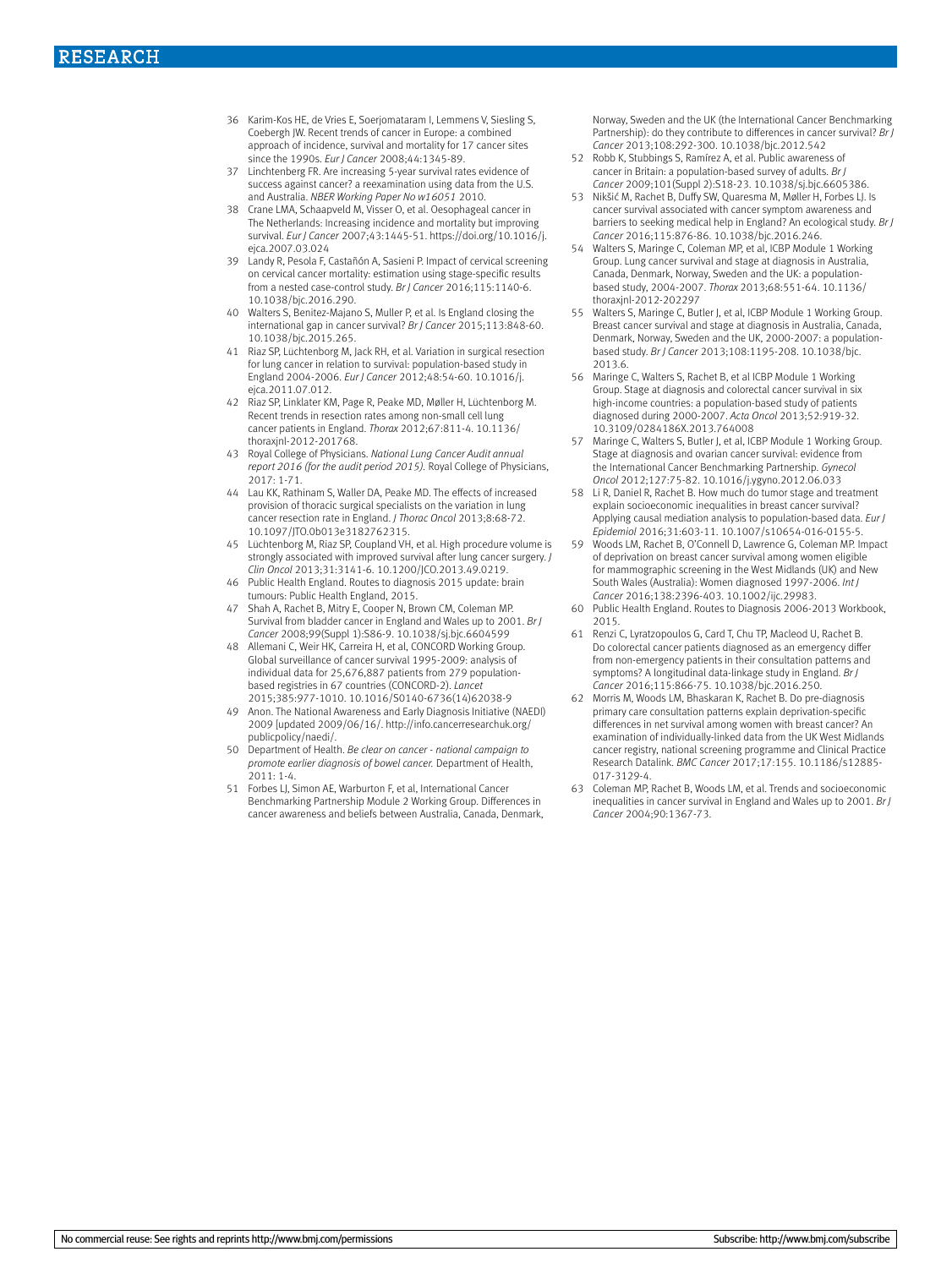36 Karim-Kos HE, de Vries E, Soerjomataram I, Lemmens V, Siesling S, Coebergh JW. Recent trends of cancer in Europe: a combined approach of incidence, survival and mortality for 17 cancer sites since the 1990s. *Eur J Cancer* 2008;44:1345-89.

37 Linchtenberg FR. Are increasing 5-year survival rates evidence of success against cancer? a reexamination using data from the U.S. and Australia. *NBER Working Paper No w16051* 2010.

38 Crane LMA, Schaapveld M, Visser O, et al. Oesophageal cancer in The Netherlands: Increasing incidence and mortality but improving survival. *Eur J Cancer* 2007;43:1445-51. https://doi.org/10.1016/j.ejca.2007.03.024

39 Landy R, Pesola F, Castañón A, Sasieni P. Impact of cervical screening on cervical cancer mortality: estimation using stage-specific results from a nested case-control study. *Br J Cancer* 2016;115:1140-6. 10.1038/bjc.2016.290.

40 Walters S, Benitez-Majano S, Muller P, et al. Is England closing the international gap in cancer survival? *Br J Cancer* 2015;113:848-60. 10.1038/bjc.2015.265.

41 Riaz SP, Lüchtenborg M, Jack RH, et al. Variation in surgical resection for lung cancer in relation to survival: population-based study in England 2004-2006. *Eur J Cancer* 2012;48:54-60. 10.1016/j.ejca.2011.07.012.

42 Riaz SP, Linklater KM, Page R, Peake MD, Møller H, Lüchtenborg M. Recent trends in resection rates among non-small cell lung cancer patients in England. *Thorax* 2012;67:811-4. 10.1136/thoraxjnl-2012-201768.

43 Royal College of Physicians. *National Lung Cancer Audit annual report 2016 (for the audit period 2015).* Royal College of Physicians, 2017: 1-71.

44 Lau KK, Rathinam S, Waller DA, Peake MD. The effects of increased provision of thoracic surgical specialists on the variation in lung cancer resection rate in England. *J Thorac Oncol* 2013;8:68-72. 10.1097/JTO.0b013e3182762315.

45 Lüchtenborg M, Riaz SP, Coupland VH, et al. High procedure volume is strongly associated with improved survival after lung cancer surgery. *J Clin Oncol* 2013;31:3141-6. 10.1200/JCO.2013.49.0219.

46 Public Health England. Routes to diagnosis 2015 update: brain tumours: Public Health England, 2015.

47 Shah A, Rachet B, Mitry E, Cooper N, Brown CM, Coleman MP. Survival from bladder cancer in England and Wales up to 2001. *Br J Cancer* 2008;99(Suppl 1):S86-9. 10.1038/sj.bjc.6604599

48 Allemani C, Weir HK, Carreira H, et al, CONCORD Working Group. Global surveillance of cancer survival 1995-2009: analysis of individual data for 25,676,887 patients from 279 population-based registries in 67 countries (CONCORD-2). *Lancet* 2015;385:977-1010. 10.1016/S0140-6736(14)62038-9

49 Anon. The National Awareness and Early Diagnosis Initiative (NAEDI) 2009 [updated 2009/06/16/. http://info.cancerresearchuk.org/publicpolicy/naedi/.

50 Department of Health. *Be clear on cancer - national campaign to promote earlier diagnosis of bowel cancer.* Department of Health, 2011: 1-4.

51 Forbes LJ, Simon AE, Warburton F, et al, International Cancer Benchmarking Partnership Module 2 Working Group. Differences in cancer awareness and beliefs between Australia, Canada, Denmark, Norway, Sweden and the UK (the International Cancer Benchmarking Partnership): do they contribute to differences in cancer survival? *Br J Cancer* 2013;108:292-300. 10.1038/bjc.2012.542

52 Robb K, Stubbings S, Ramírez A, et al. Public awareness of cancer in Britain: a population-based survey of adults. *Br J Cancer* 2009;101(Suppl 2):S18-23. 10.1038/sj.bjc.6605386.

53 Nikšić M, Rachet B, Duffy SW, Quaresma M, Møller H, Forbes LJ. Is cancer survival associated with cancer symptom awareness and barriers to seeking medical help in England? An ecological study. *Br J Cancer* 2016;115:876-86. 10.1038/bjc.2016.246.

54 Walters S, Maringe C, Coleman MP, et al, ICBP Module 1 Working Group. Lung cancer survival and stage at diagnosis in Australia, Canada, Denmark, Norway, Sweden and the UK: a population-based study, 2004-2007. *Thorax* 2013;68:551-64. 10.1136/thoraxjnl-2012-202297

55 Walters S, Maringe C, Butler J, et al, ICBP Module 1 Working Group. Breast cancer survival and stage at diagnosis in Australia, Canada, Denmark, Norway, Sweden and the UK, 2000-2007: a population-based study. *Br J Cancer* 2013;108:1195-208. 10.1038/bjc.2013.6.

56 Maringe C, Walters S, Rachet B, et al ICBP Module 1 Working Group. Stage at diagnosis and colorectal cancer survival in six high-income countries: a population-based study of patients diagnosed during 2000-2007. *Acta Oncol* 2013;52:919-32. 10.3109/0284186X.2013.764008

57 Maringe C, Walters S, Butler J, et al, ICBP Module 1 Working Group. Stage at diagnosis and ovarian cancer survival: evidence from the International Cancer Benchmarking Partnership. *Gynecol Oncol* 2012;127:75-82. 10.1016/j.ygyno.2012.06.033

58 Li R, Daniel R, Rachet B. How much do tumor stage and treatment explain socioeconomic inequalities in breast cancer survival? Applying causal mediation analysis to population-based data. *Eur J Epidemiol* 2016;31:603-11. 10.1007/s10654-016-0155-5.

59 Woods LM, Rachet B, O'Connell D, Lawrence G, Coleman MP. Impact of deprivation on breast cancer survival among women eligible for mammographic screening in the West Midlands (UK) and New South Wales (Australia): Women diagnosed 1997-2006. *Int J Cancer* 2016;138:2396-403. 10.1002/ijc.29983.

60 Public Health England. Routes to Diagnosis 2006-2013 Workbook, 2015.

61 Renzi C, Lyratzopoulos G, Card T, Chu TP, Macleod U, Rachet B. Do colorectal cancer patients diagnosed as an emergency differ from non-emergency patients in their consultation patterns and symptoms? A longitudinal data-linkage study in England. *Br J Cancer* 2016;115:866-75. 10.1038/bjc.2016.250.

62 Morris M, Woods LM, Bhaskaran K, Rachet B. Do pre-diagnosis primary care consultation patterns explain deprivation-specific differences in net survival among women with breast cancer? An examination of individually-linked data from the UK West Midlands cancer registry, national screening programme and Clinical Practice Research Datalink. *BMC Cancer* 2017;17:155. 10.1186/s12885-017-3129-4.

63 Coleman MP, Rachet B, Woods LM, et al. Trends and socioeconomic inequalities in cancer survival in England and Wales up to 2001. *Br J Cancer* 2004;90:1367-73.